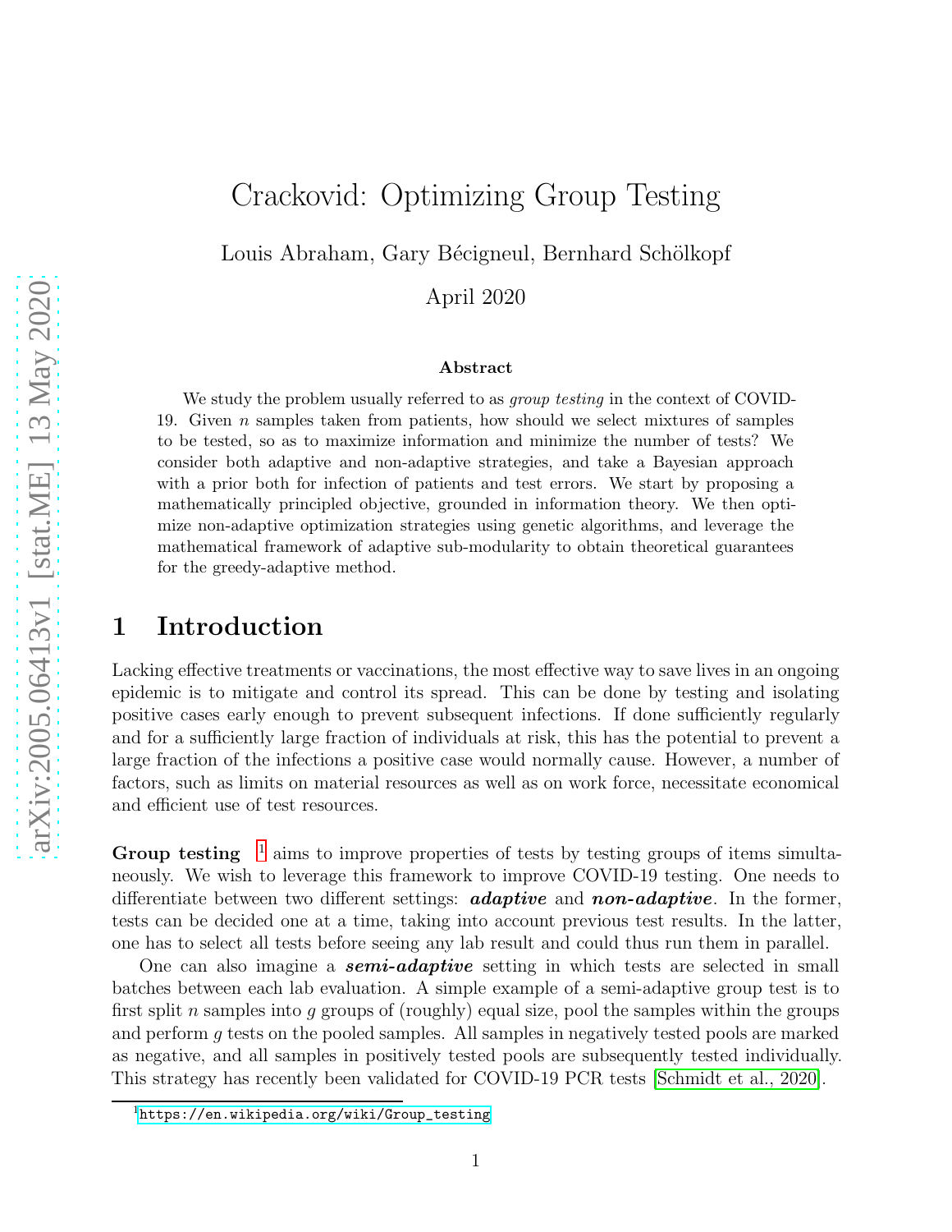# Crackovid: Optimizing Group Testing

Louis Abraham, Gary Bécigneul, Bernhard Schölkopf

April 2020

### Abstract

We study the problem usually referred to as *group testing* in the context of COVID-19. Given $n$ samples taken from patients, how should we select mixtures of samples to be tested, so as to maximize information and minimize the number of tests? We consider both adaptive and non-adaptive strategies, and take a Bayesian approach with a prior both for infection of patients and test errors. We start by proposing a mathematically principled objective, grounded in information theory. We then optimize non-adaptive optimization strategies using genetic algorithms, and leverage the mathematical framework of adaptive sub-modularity to obtain theoretical guarantees for the greedy-adaptive method.

## 1 Introduction

Lacking effective treatments or vaccinations, the most effective way to save lives in an ongoing epidemic is to mitigate and control its spread. This can be done by testing and isolating positive cases early enough to prevent subsequent infections. If done sufficiently regularly and for a sufficiently large fraction of individuals at risk, this has the potential to prevent a large fraction of the infections a positive case would normally cause. However, a number of factors, such as limits on material resources as well as on work force, necessitate economical and efficient use of test resources.

**Group testing** [1] aims to improve properties of tests by testing groups of items simultaneously. We wish to leverage this framework to improve COVID-19 testing. One needs to differentiate between two different settings: ***adaptive*** and ***non-adaptive***. In the former, tests can be decided one at a time, taking into account previous test results. In the latter, one has to select all tests before seeing any lab result and could thus run them in parallel.

One can also imagine a ***semi-adaptive*** setting in which tests are selected in small batches between each lab evaluation. A simple example of a semi-adaptive group test is to first split $n$ samples into $g$ groups of (roughly) equal size, pool the samples within the groups and perform $g$ tests on the pooled samples. All samples in negatively tested pools are marked as negative, and all samples in positively tested pools are subsequently tested individually. This strategy has recently been validated for COVID-19 PCR tests [Schmidt et al., 2020].

[1] https://en.wikipedia.org/wiki/Group_testing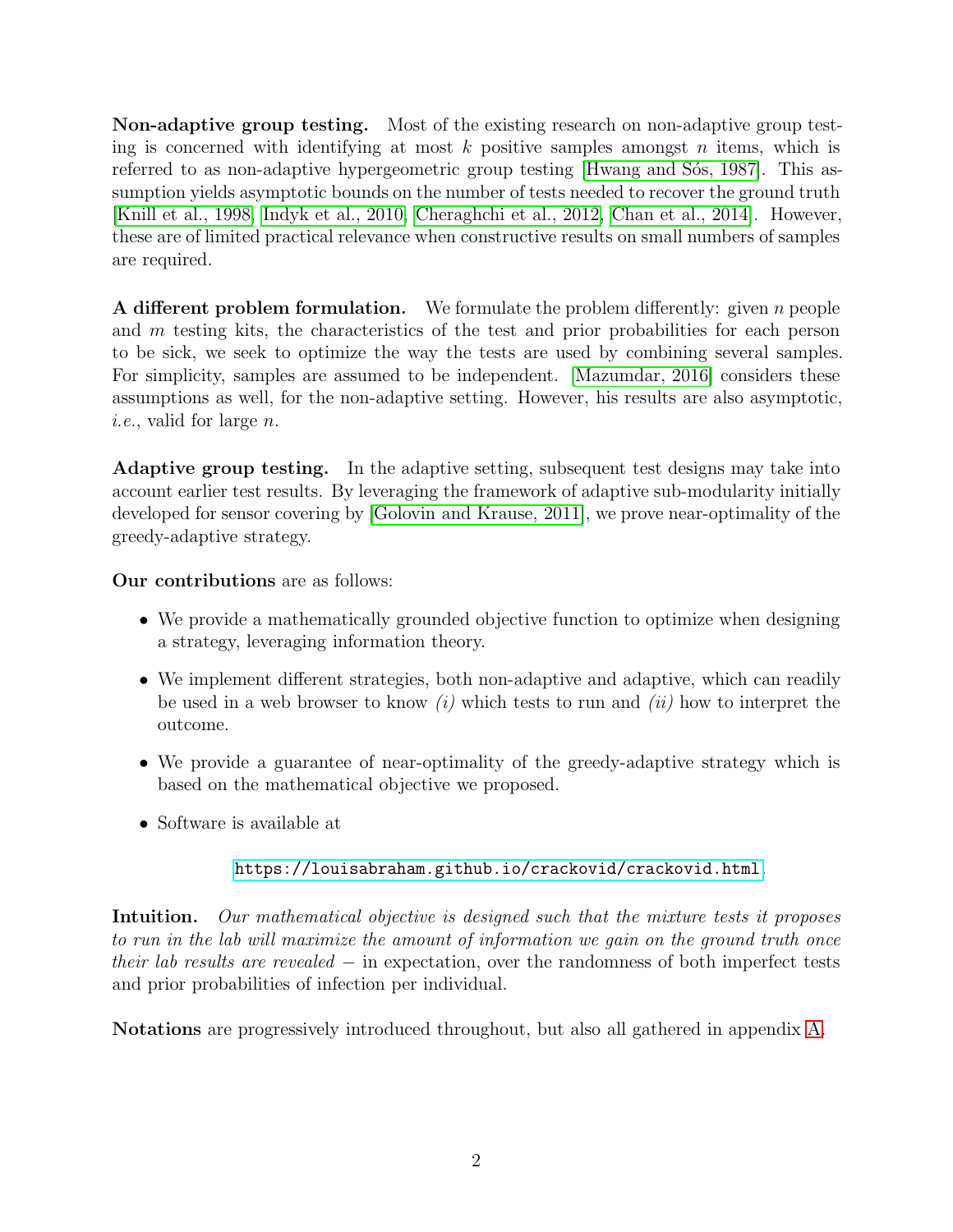**Non-adaptive group testing.** Most of the existing research on non-adaptive group testing is concerned with identifying at most $k$ positive samples amongst $n$ items, which is referred to as non-adaptive hypergeometric group testing [Hwang and Sós, 1987]. This assumption yields asymptotic bounds on the number of tests needed to recover the ground truth [Knill et al., 1998, Indyk et al., 2010, Cheraghchi et al., 2012, Chan et al., 2014]. However, these are of limited practical relevance when constructive results on small numbers of samples are required.

**A different problem formulation.** We formulate the problem differently: given $n$ people and $m$ testing kits, the characteristics of the test and prior probabilities for each person to be sick, we seek to optimize the way the tests are used by combining several samples. For simplicity, samples are assumed to be independent. [Mazumdar, 2016] considers these assumptions as well, for the non-adaptive setting. However, his results are also asymptotic, *i.e.*, valid for large $n$.

**Adaptive group testing.** In the adaptive setting, subsequent test designs may take into account earlier test results. By leveraging the framework of adaptive sub-modularity initially developed for sensor covering by [Golovin and Krause, 2011], we prove near-optimality of the greedy-adaptive strategy.

**Our contributions** are as follows:

- We provide a mathematically grounded objective function to optimize when designing a strategy, leveraging information theory.
- We implement different strategies, both non-adaptive and adaptive, which can readily be used in a web browser to know *(i)* which tests to run and *(ii)* how to interpret the outcome.
- We provide a guarantee of near-optimality of the greedy-adaptive strategy which is based on the mathematical objective we proposed.
- Software is available at

  https://louisabraham.github.io/crackovid/crackovid.html.

**Intuition.** *Our mathematical objective is designed such that the mixture tests it proposes to run in the lab will maximize the amount of information we gain on the ground truth once their lab results are revealed* − in expectation, over the randomness of both imperfect tests and prior probabilities of infection per individual.

**Notations** are progressively introduced throughout, but also all gathered in appendix A.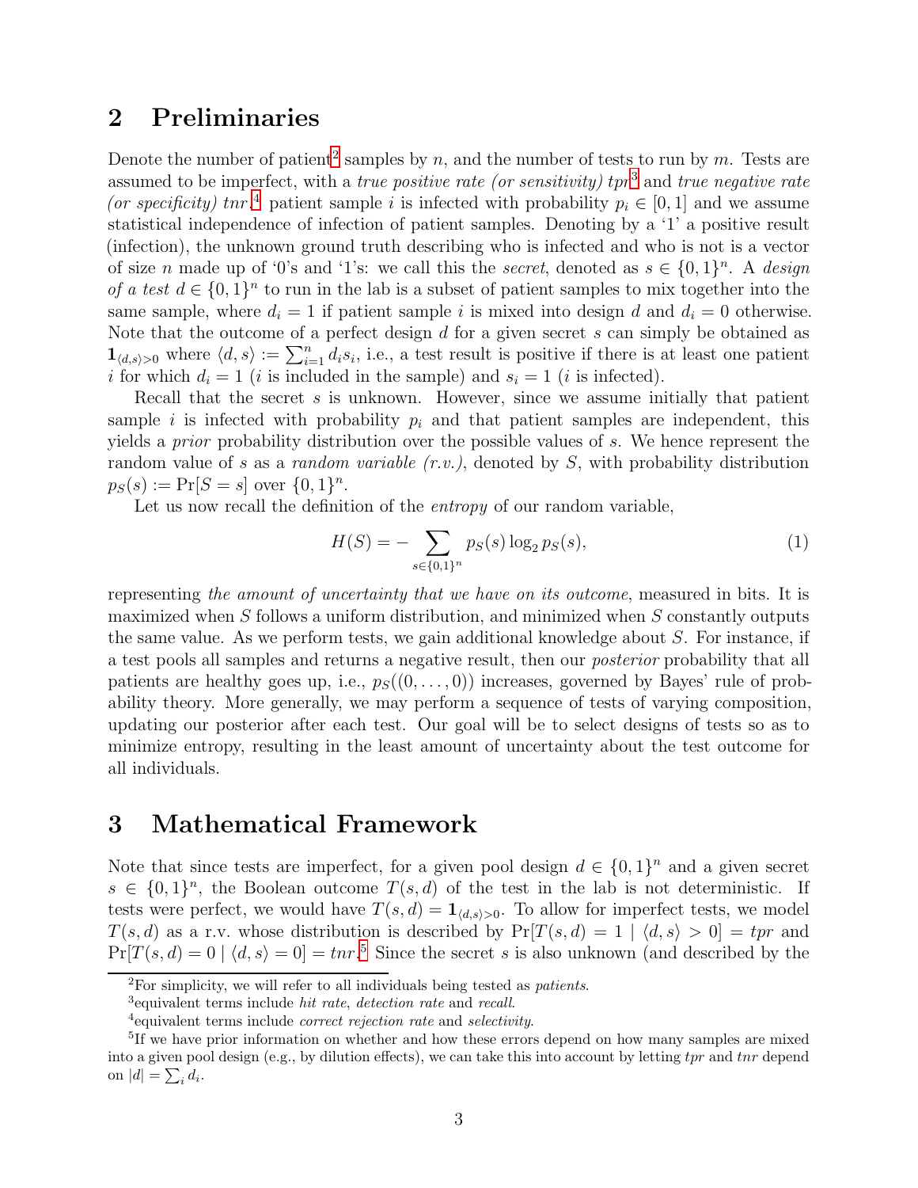## 2 Preliminaries

Denote the number of patient[2] samples by $n$, and the number of tests to run by $m$. Tests are assumed to be imperfect, with a *true positive rate (or sensitivity) tpr*[3] and *true negative rate (or specificity) tnr*.[4] patient sample $i$ is infected with probability $p_i \in [0,1]$ and we assume statistical independence of infection of patient samples. Denoting by a '1' a positive result (infection), the unknown ground truth describing who is infected and who is not is a vector of size $n$ made up of '0's and '1's: we call this the *secret*, denoted as $s \in \{0,1\}^n$. A *design of a test* $d \in \{0,1\}^n$ to run in the lab is a subset of patient samples to mix together into the same sample, where $d_i = 1$ if patient sample $i$ is mixed into design $d$ and $d_i = 0$ otherwise. Note that the outcome of a perfect design $d$ for a given secret $s$ can simply be obtained as $\mathbf{1}_{\langle d,s\rangle>0}$ where $\langle d, s\rangle := \sum_{i=1}^n d_i s_i$, i.e., a test result is positive if there is at least one patient $i$ for which $d_i = 1$ ($i$ is included in the sample) and $s_i = 1$ ($i$ is infected).

Recall that the secret $s$ is unknown. However, since we assume initially that patient sample $i$ is infected with probability $p_i$ and that patient samples are independent, this yields a *prior* probability distribution over the possible values of $s$. We hence represent the random value of $s$ as a *random variable (r.v.)*, denoted by $S$, with probability distribution $p_S(s) := \Pr[S = s]$ over $\{0,1\}^n$.

Let us now recall the definition of the *entropy* of our random variable,

$$H(S) = -\sum_{s\in\{0,1\}^n} p_S(s)\log_2 p_S(s), \tag{1}$$

representing *the amount of uncertainty that we have on its outcome*, measured in bits. It is maximized when $S$ follows a uniform distribution, and minimized when $S$ constantly outputs the same value. As we perform tests, we gain additional knowledge about $S$. For instance, if a test pools all samples and returns a negative result, then our *posterior* probability that all patients are healthy goes up, i.e., $p_S((0,\ldots,0))$ increases, governed by Bayes' rule of probability theory. More generally, we may perform a sequence of tests of varying composition, updating our posterior after each test. Our goal will be to select designs of tests so as to minimize entropy, resulting in the least amount of uncertainty about the test outcome for all individuals.

## 3 Mathematical Framework

Note that since tests are imperfect, for a given pool design $d \in \{0,1\}^n$ and a given secret $s \in \{0,1\}^n$, the Boolean outcome $T(s,d)$ of the test in the lab is not deterministic. If tests were perfect, we would have $T(s,d) = \mathbf{1}_{\langle d,s\rangle>0}$. To allow for imperfect tests, we model $T(s,d)$ as a r.v. whose distribution is described by $\Pr[T(s,d) = 1 \mid \langle d,s\rangle > 0] = tpr$ and $\Pr[T(s,d) = 0 \mid \langle d,s\rangle = 0] = tnr$.[5] Since the secret $s$ is also unknown (and described by the

---

[2] For simplicity, we will refer to all individuals being tested as *patients*.

[3] equivalent terms include *hit rate*, *detection rate* and *recall*.

[4] equivalent terms include *correct rejection rate* and *selectivity*.

[5] If we have prior information on whether and how these errors depend on how many samples are mixed into a given pool design (e.g., by dilution effects), we can take this into account by letting *tpr* and *tnr* depend on $|d| = \sum_i d_i$.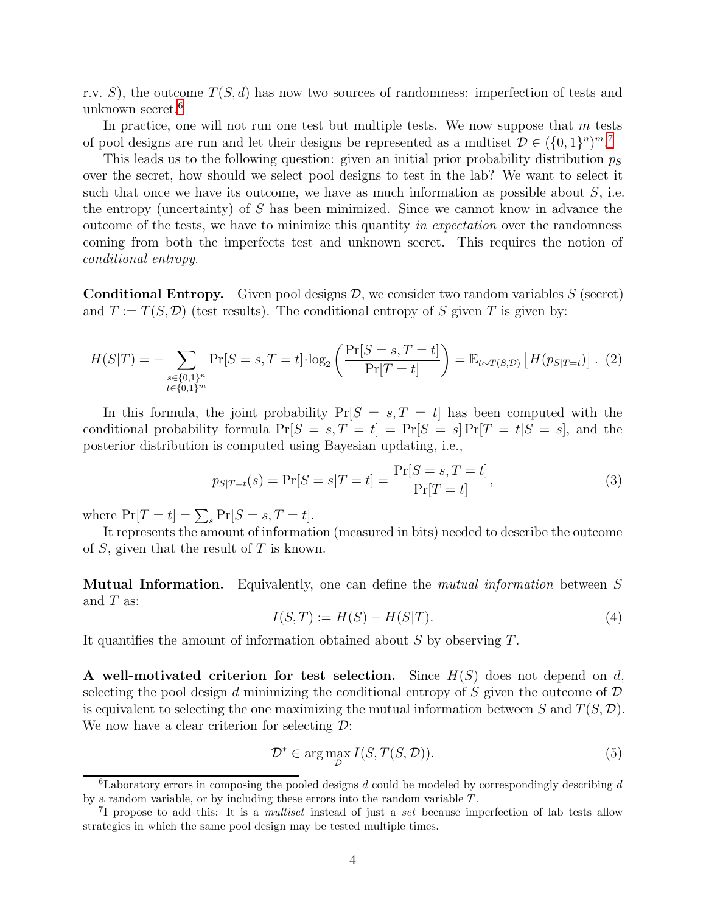r.v. $S$), the outcome $T(S, d)$ has now two sources of randomness: imperfection of tests and unknown secret.[6]

In practice, one will not run one test but multiple tests. We now suppose that $m$ tests of pool designs are run and let their designs be represented as a multiset $\mathcal{D} \in (\{0,1\}^n)^m$.[7]

This leads us to the following question: given an initial prior probability distribution $p_S$ over the secret, how should we select pool designs to test in the lab? We want to select it such that once we have its outcome, we have as much information as possible about $S$, i.e. the entropy (uncertainty) of $S$ has been minimized. Since we cannot know in advance the outcome of the tests, we have to minimize this quantity *in expectation* over the randomness coming from both the imperfects test and unknown secret. This requires the notion of *conditional entropy*.

**Conditional Entropy.** Given pool designs $\mathcal{D}$, we consider two random variables $S$ (secret) and $T := T(S, \mathcal{D})$ (test results). The conditional entropy of $S$ given $T$ is given by:

$$H(S|T) = -\sum_{\substack{s \in \{0,1\}^n \\ t \in \{0,1\}^m}} \Pr[S = s, T = t] \cdot \log_2 \left( \frac{\Pr[S = s, T = t]}{\Pr[T = t]} \right) = \mathbb{E}_{t \sim T(S,\mathcal{D})} \left[ H(p_{S|T=t}) \right]. \quad (2)$$

In this formula, the joint probability $\Pr[S = s, T = t]$ has been computed with the conditional probability formula $\Pr[S = s, T = t] = \Pr[S = s] \Pr[T = t | S = s]$, and the posterior distribution is computed using Bayesian updating, i.e.,

$$p_{S|T=t}(s) = \Pr[S = s | T = t] = \frac{\Pr[S = s, T = t]}{\Pr[T = t]}, \quad (3)$$

where $\Pr[T = t] = \sum_s \Pr[S = s, T = t]$.

It represents the amount of information (measured in bits) needed to describe the outcome of $S$, given that the result of $T$ is known.

**Mutual Information.** Equivalently, one can define the *mutual information* between $S$ and $T$ as:

$$I(S, T) := H(S) - H(S|T). \quad (4)$$

It quantifies the amount of information obtained about $S$ by observing $T$.

**A well-motivated criterion for test selection.** Since $H(S)$ does not depend on $d$, selecting the pool design $d$ minimizing the conditional entropy of $S$ given the outcome of $\mathcal{D}$ is equivalent to selecting the one maximizing the mutual information between $S$ and $T(S, \mathcal{D})$. We now have a clear criterion for selecting $\mathcal{D}$:

$$\mathcal{D}^* \in \arg\max_{\mathcal{D}} I(S, T(S, \mathcal{D})). \quad (5)$$

[6] Laboratory errors in composing the pooled designs $d$ could be modeled by correspondingly describing $d$ by a random variable, or by including these errors into the random variable $T$.

[7] I propose to add this: It is a *multiset* instead of just a *set* because imperfection of lab tests allow strategies in which the same pool design may be tested multiple times.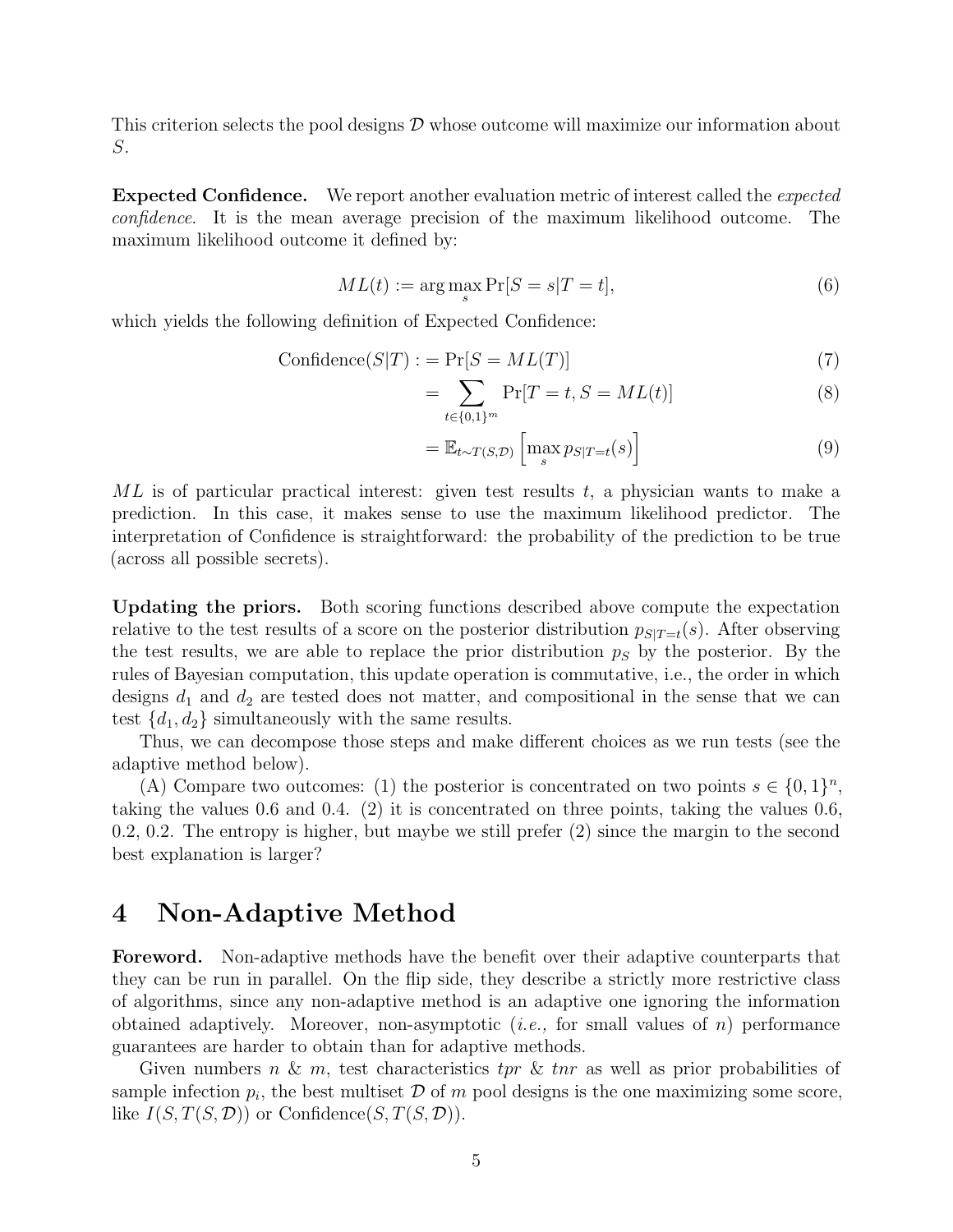This criterion selects the pool designs $\mathcal{D}$ whose outcome will maximize our information about $S$.

**Expected Confidence.** We report another evaluation metric of interest called the *expected confidence*. It is the mean average precision of the maximum likelihood outcome. The maximum likelihood outcome it defined by:

$$ML(t) := \arg\max_{s} \Pr[S = s | T = t], \tag{6}$$

which yields the following definition of Expected Confidence:

$$\begin{aligned} \text{Confidence}(S|T) : &= \Pr[S = ML(T)] & (7)\\ &= \sum_{t \in \{0,1\}^m} \Pr[T = t, S = ML(t)] & (8)\\ &= \mathbb{E}_{t \sim T(S,\mathcal{D})} \left[ \max_{s} p_{S|T=t}(s) \right] & (9) \end{aligned}$$

$ML$ is of particular practical interest: given test results $t$, a physician wants to make a prediction. In this case, it makes sense to use the maximum likelihood predictor. The interpretation of Confidence is straightforward: the probability of the prediction to be true (across all possible secrets).

**Updating the priors.** Both scoring functions described above compute the expectation relative to the test results of a score on the posterior distribution $p_{S|T=t}(s)$. After observing the test results, we are able to replace the prior distribution $p_S$ by the posterior. By the rules of Bayesian computation, this update operation is commutative, i.e., the order in which designs $d_1$ and $d_2$ are tested does not matter, and compositional in the sense that we can test $\{d_1, d_2\}$ simultaneously with the same results.

Thus, we can decompose those steps and make different choices as we run tests (see the adaptive method below).

(A) Compare two outcomes: (1) the posterior is concentrated on two points $s \in \{0, 1\}^n$, taking the values 0.6 and 0.4. (2) it is concentrated on three points, taking the values 0.6, 0.2, 0.2. The entropy is higher, but maybe we still prefer (2) since the margin to the second best explanation is larger?

# 4 Non-Adaptive Method

**Foreword.** Non-adaptive methods have the benefit over their adaptive counterparts that they can be run in parallel. On the flip side, they describe a strictly more restrictive class of algorithms, since any non-adaptive method is an adaptive one ignoring the information obtained adaptively. Moreover, non-asymptotic (*i.e.,* for small values of $n$) performance guarantees are harder to obtain than for adaptive methods.

Given numbers $n$ & $m$, test characteristics $tpr$ & $tnr$ as well as prior probabilities of sample infection $p_i$, the best multiset $\mathcal{D}$ of $m$ pool designs is the one maximizing some score, like $I(S, T(S, \mathcal{D}))$ or $\text{Confidence}(S, T(S, \mathcal{D}))$.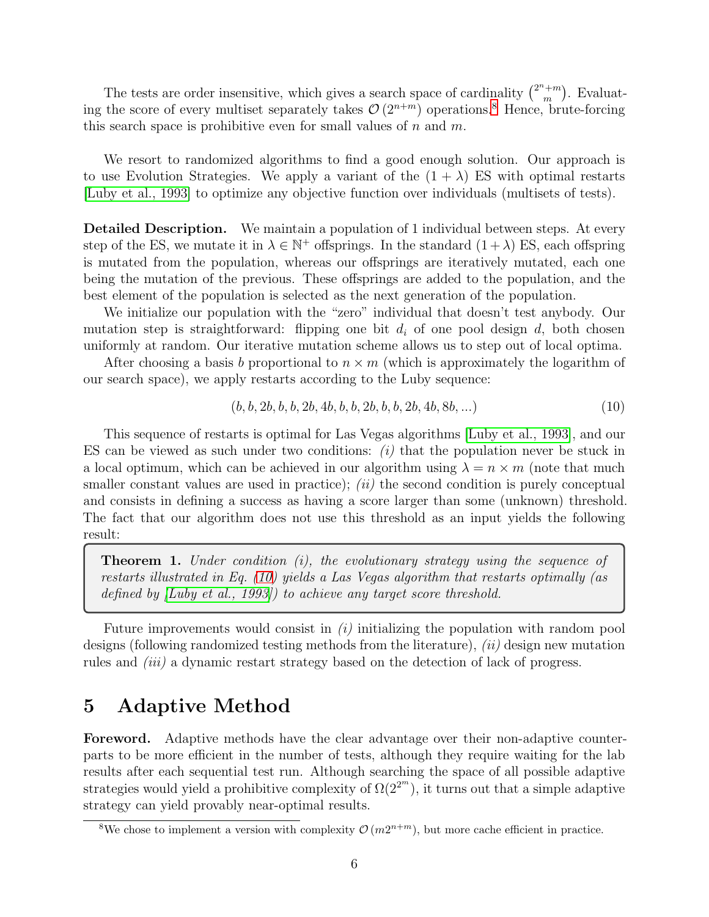The tests are order insensitive, which gives a search space of cardinality $\binom{2^n+m}{m}$. Evaluating the score of every multiset separately takes $\mathcal{O}\left(2^{n+m}\right)$ operations.[8] Hence, brute-forcing this search space is prohibitive even for small values of $n$ and $m$.

We resort to randomized algorithms to find a good enough solution. Our approach is to use Evolution Strategies. We apply a variant of the $(1+\lambda)$ ES with optimal restarts [Luby et al., 1993] to optimize any objective function over individuals (multisets of tests).

**Detailed Description.** We maintain a population of 1 individual between steps. At every step of the ES, we mutate it in $\lambda \in \mathbb{N}^+$ offsprings. In the standard $(1+\lambda)$ ES, each offspring is mutated from the population, whereas our offsprings are iteratively mutated, each one being the mutation of the previous. These offsprings are added to the population, and the best element of the population is selected as the next generation of the population.

We initialize our population with the "zero" individual that doesn't test anybody. Our mutation step is straightforward: flipping one bit $d_i$ of one pool design $d$, both chosen uniformly at random. Our iterative mutation scheme allows us to step out of local optima.

After choosing a basis $b$ proportional to $n \times m$ (which is approximately the logarithm of our search space), we apply restarts according to the Luby sequence:

$$(b, b, 2b, b, b, 2b, 4b, b, b, 2b, b, b, 2b, 4b, 8b, ...) \tag{10}$$

This sequence of restarts is optimal for Las Vegas algorithms [Luby et al., 1993], and our ES can be viewed as such under two conditions: *(i)* that the population never be stuck in a local optimum, which can be achieved in our algorithm using $\lambda = n \times m$ (note that much smaller constant values are used in practice); *(ii)* the second condition is purely conceptual and consists in defining a success as having a score larger than some (unknown) threshold. The fact that our algorithm does not use this threshold as an input yields the following result:

> **Theorem 1.** *Under condition (i), the evolutionary strategy using the sequence of restarts illustrated in Eq. (10) yields a Las Vegas algorithm that restarts optimally (as defined by [Luby et al., 1993]) to achieve any target score threshold.*

Future improvements would consist in *(i)* initializing the population with random pool designs (following randomized testing methods from the literature), *(ii)* design new mutation rules and *(iii)* a dynamic restart strategy based on the detection of lack of progress.

# 5 Adaptive Method

**Foreword.** Adaptive methods have the clear advantage over their non-adaptive counterparts to be more efficient in the number of tests, although they require waiting for the lab results after each sequential test run. Although searching the space of all possible adaptive strategies would yield a prohibitive complexity of $\Omega(2^{2^m})$, it turns out that a simple adaptive strategy can yield provably near-optimal results.

[8] We chose to implement a version with complexity $\mathcal{O}\left(m 2^{n+m}\right)$, but more cache efficient in practice.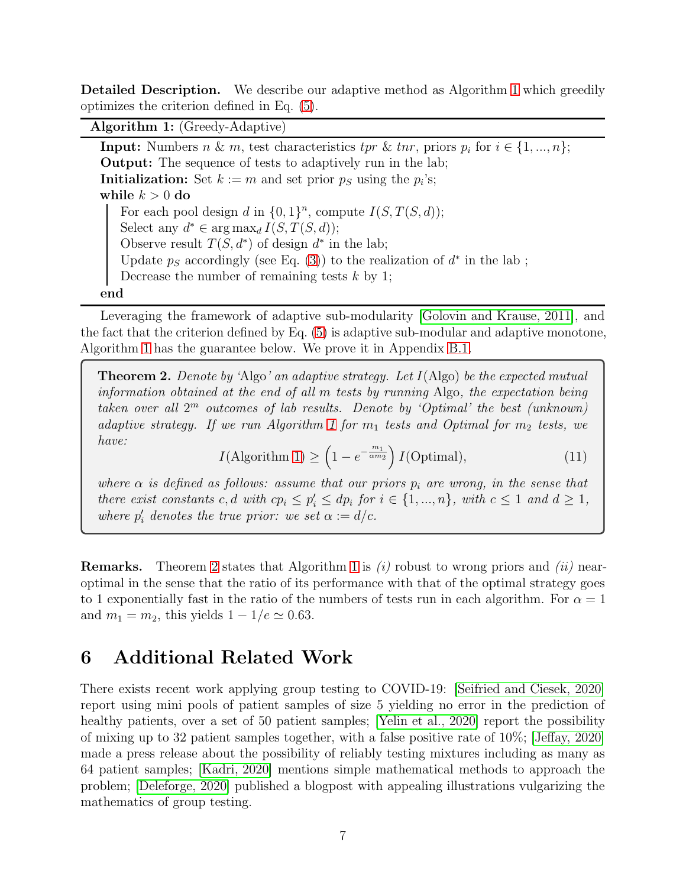**Detailed Description.** We describe our adaptive method as Algorithm 1 which greedily optimizes the criterion defined in Eq. (5).

---

**Algorithm 1:** (Greedy-Adaptive)

---

**Input:** Numbers $n$ & $m$, test characteristics $tpr$ & $tnr$, priors $p_i$ for $i \in \{1, ..., n\}$;
**Output:** The sequence of tests to adaptively run in the lab;
**Initialization:** Set $k := m$ and set prior $p_S$ using the $p_i$'s;
**while** $k > 0$ **do**
- For each pool design $d$ in $\{0, 1\}^n$, compute $I(S, T(S, d))$;
- Select any $d^* \in \arg\max_d I(S, T(S, d))$;
- Observe result $T(S, d^*)$ of design $d^*$ in the lab;
- Update $p_S$ accordingly (see Eq. (3)) to the realization of $d^*$ in the lab ;
- Decrease the number of remaining tests $k$ by 1;

**end**

---

Leveraging the framework of adaptive sub-modularity [Golovin and Krause, 2011], and the fact that the criterion defined by Eq. (5) is adaptive sub-modular and adaptive monotone, Algorithm 1 has the guarantee below. We prove it in Appendix B.1.

**Theorem 2.** *Denote by 'Algo' an adaptive strategy. Let $I(\text{Algo})$ be the expected mutual information obtained at the end of all $m$ tests by running Algo, the expectation being taken over all $2^m$ outcomes of lab results. Denote by 'Optimal' the best (unknown) adaptive strategy. If we run Algorithm 1 for $m_1$ tests and Optimal for $m_2$ tests, we have:*

$$I(\text{Algorithm 1}) \geq \left(1 - e^{-\frac{m_1}{\alpha m_2}}\right) I(\text{Optimal}), \tag{11}$$

*where $\alpha$ is defined as follows: assume that our priors $p_i$ are wrong, in the sense that there exist constants $c, d$ with $cp_i \leq p'_i \leq dp_i$ for $i \in \{1, ..., n\}$, with $c \leq 1$ and $d \geq 1$, where $p'_i$ denotes the true prior: we set $\alpha := d/c$.*

**Remarks.** Theorem 2 states that Algorithm 1 is *(i)* robust to wrong priors and *(ii)* near-optimal in the sense that the ratio of its performance with that of the optimal strategy goes to 1 exponentially fast in the ratio of the numbers of tests run in each algorithm. For $\alpha = 1$ and $m_1 = m_2$, this yields $1 - 1/e \simeq 0.63$.

# 6 Additional Related Work

There exists recent work applying group testing to COVID-19: [Seifried and Ciesek, 2020] report using mini pools of patient samples of size 5 yielding no error in the prediction of healthy patients, over a set of 50 patient samples; [Yelin et al., 2020] report the possibility of mixing up to 32 patient samples together, with a false positive rate of 10%; [Jeffay, 2020] made a press release about the possibility of reliably testing mixtures including as many as 64 patient samples; [Kadri, 2020] mentions simple mathematical methods to approach the problem; [Deleforge, 2020] published a blogpost with appealing illustrations vulgarizing the mathematics of group testing.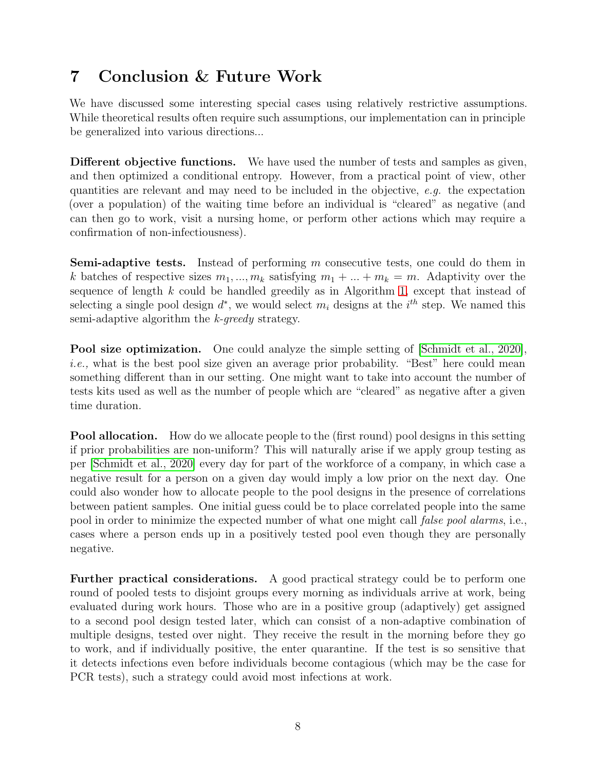# 7 Conclusion & Future Work

We have discussed some interesting special cases using relatively restrictive assumptions. While theoretical results often require such assumptions, our implementation can in principle be generalized into various directions...

**Different objective functions.** We have used the number of tests and samples as given, and then optimized a conditional entropy. However, from a practical point of view, other quantities are relevant and may need to be included in the objective, *e.g.* the expectation (over a population) of the waiting time before an individual is "cleared" as negative (and can then go to work, visit a nursing home, or perform other actions which may require a confirmation of non-infectiousness).

**Semi-adaptive tests.** Instead of performing $m$ consecutive tests, one could do them in $k$ batches of respective sizes $m_1, ..., m_k$ satisfying $m_1 + ... + m_k = m$. Adaptivity over the sequence of length $k$ could be handled greedily as in Algorithm 1, except that instead of selecting a single pool design $d^*$, we would select $m_i$ designs at the $i^{th}$ step. We named this semi-adaptive algorithm the *k-greedy* strategy.

**Pool size optimization.** One could analyze the simple setting of [Schmidt et al., 2020], *i.e.,* what is the best pool size given an average prior probability. "Best" here could mean something different than in our setting. One might want to take into account the number of tests kits used as well as the number of people which are "cleared" as negative after a given time duration.

**Pool allocation.** How do we allocate people to the (first round) pool designs in this setting if prior probabilities are non-uniform? This will naturally arise if we apply group testing as per [Schmidt et al., 2020] every day for part of the workforce of a company, in which case a negative result for a person on a given day would imply a low prior on the next day. One could also wonder how to allocate people to the pool designs in the presence of correlations between patient samples. One initial guess could be to place correlated people into the same pool in order to minimize the expected number of what one might call *false pool alarms*, i.e., cases where a person ends up in a positively tested pool even though they are personally negative.

**Further practical considerations.** A good practical strategy could be to perform one round of pooled tests to disjoint groups every morning as individuals arrive at work, being evaluated during work hours. Those who are in a positive group (adaptively) get assigned to a second pool design tested later, which can consist of a non-adaptive combination of multiple designs, tested over night. They receive the result in the morning before they go to work, and if individually positive, the enter quarantine. If the test is so sensitive that it detects infections even before individuals become contagious (which may be the case for PCR tests), such a strategy could avoid most infections at work.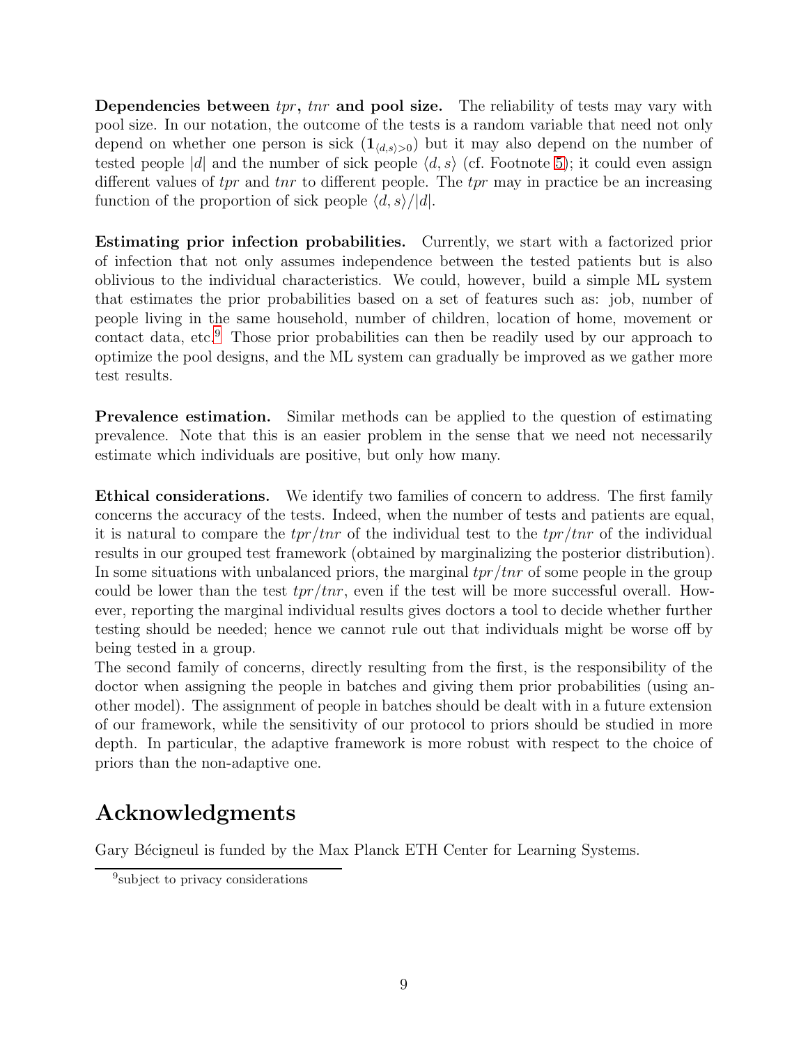**Dependencies between *tpr*, *tnr* and pool size.** The reliability of tests may vary with pool size. In our notation, the outcome of the tests is a random variable that need not only depend on whether one person is sick ($\mathbf{1}_{\langle d,s\rangle>0}$) but it may also depend on the number of tested people $|d|$ and the number of sick people $\langle d, s\rangle$ (cf. Footnote 5); it could even assign different values of *tpr* and *tnr* to different people. The *tpr* may in practice be an increasing function of the proportion of sick people $\langle d, s\rangle/|d|$.

**Estimating prior infection probabilities.** Currently, we start with a factorized prior of infection that not only assumes independence between the tested patients but is also oblivious to the individual characteristics. We could, however, build a simple ML system that estimates the prior probabilities based on a set of features such as: job, number of people living in the same household, number of children, location of home, movement or contact data, etc.[9] Those prior probabilities can then be readily used by our approach to optimize the pool designs, and the ML system can gradually be improved as we gather more test results.

**Prevalence estimation.** Similar methods can be applied to the question of estimating prevalence. Note that this is an easier problem in the sense that we need not necessarily estimate which individuals are positive, but only how many.

**Ethical considerations.** We identify two families of concern to address. The first family concerns the accuracy of the tests. Indeed, when the number of tests and patients are equal, it is natural to compare the *tpr*/*tnr* of the individual test to the *tpr*/*tnr* of the individual results in our grouped test framework (obtained by marginalizing the posterior distribution). In some situations with unbalanced priors, the marginal *tpr*/*tnr* of some people in the group could be lower than the test *tpr*/*tnr*, even if the test will be more successful overall. However, reporting the marginal individual results gives doctors a tool to decide whether further testing should be needed; hence we cannot rule out that individuals might be worse off by being tested in a group.
The second family of concerns, directly resulting from the first, is the responsibility of the doctor when assigning the people in batches and giving them prior probabilities (using another model). The assignment of people in batches should be dealt with in a future extension of our framework, while the sensitivity of our protocol to priors should be studied in more depth. In particular, the adaptive framework is more robust with respect to the choice of priors than the non-adaptive one.

# Acknowledgments

Gary Bécigneul is funded by the Max Planck ETH Center for Learning Systems.

[9] subject to privacy considerations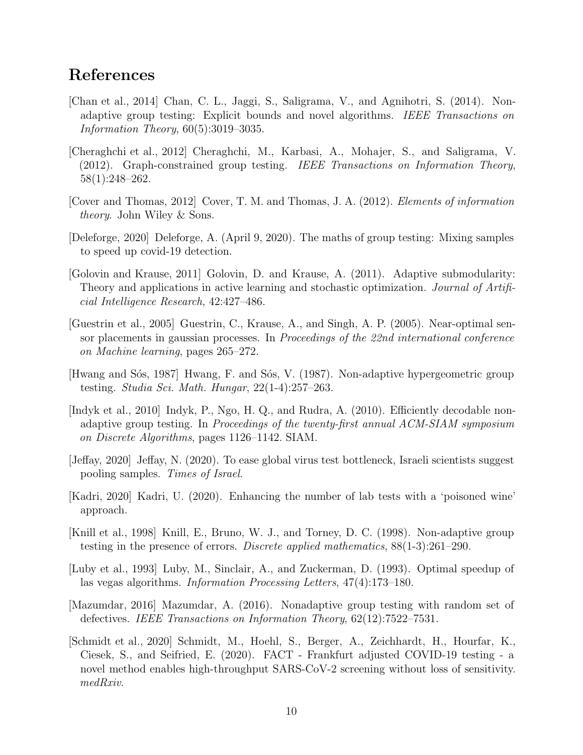# References

[Chan et al., 2014] Chan, C. L., Jaggi, S., Saligrama, V., and Agnihotri, S. (2014). Non-adaptive group testing: Explicit bounds and novel algorithms. *IEEE Transactions on Information Theory*, 60(5):3019–3035.

[Cheraghchi et al., 2012] Cheraghchi, M., Karbasi, A., Mohajer, S., and Saligrama, V. (2012). Graph-constrained group testing. *IEEE Transactions on Information Theory*, 58(1):248–262.

[Cover and Thomas, 2012] Cover, T. M. and Thomas, J. A. (2012). *Elements of information theory*. John Wiley & Sons.

[Deleforge, 2020] Deleforge, A. (April 9, 2020). The maths of group testing: Mixing samples to speed up covid-19 detection.

[Golovin and Krause, 2011] Golovin, D. and Krause, A. (2011). Adaptive submodularity: Theory and applications in active learning and stochastic optimization. *Journal of Artificial Intelligence Research*, 42:427–486.

[Guestrin et al., 2005] Guestrin, C., Krause, A., and Singh, A. P. (2005). Near-optimal sensor placements in gaussian processes. In *Proceedings of the 22nd international conference on Machine learning*, pages 265–272.

[Hwang and Sós, 1987] Hwang, F. and Sós, V. (1987). Non-adaptive hypergeometric group testing. *Studia Sci. Math. Hungar*, 22(1-4):257–263.

[Indyk et al., 2010] Indyk, P., Ngo, H. Q., and Rudra, A. (2010). Efficiently decodable non-adaptive group testing. In *Proceedings of the twenty-first annual ACM-SIAM symposium on Discrete Algorithms*, pages 1126–1142. SIAM.

[Jeffay, 2020] Jeffay, N. (2020). To ease global virus test bottleneck, Israeli scientists suggest pooling samples. *Times of Israel*.

[Kadri, 2020] Kadri, U. (2020). Enhancing the number of lab tests with a 'poisoned wine' approach.

[Knill et al., 1998] Knill, E., Bruno, W. J., and Torney, D. C. (1998). Non-adaptive group testing in the presence of errors. *Discrete applied mathematics*, 88(1-3):261–290.

[Luby et al., 1993] Luby, M., Sinclair, A., and Zuckerman, D. (1993). Optimal speedup of las vegas algorithms. *Information Processing Letters*, 47(4):173–180.

[Mazumdar, 2016] Mazumdar, A. (2016). Nonadaptive group testing with random set of defectives. *IEEE Transactions on Information Theory*, 62(12):7522–7531.

[Schmidt et al., 2020] Schmidt, M., Hoehl, S., Berger, A., Zeichhardt, H., Hourfar, K., Ciesek, S., and Seifried, E. (2020). FACT - Frankfurt adjusted COVID-19 testing - a novel method enables high-throughput SARS-CoV-2 screening without loss of sensitivity. *medRxiv*.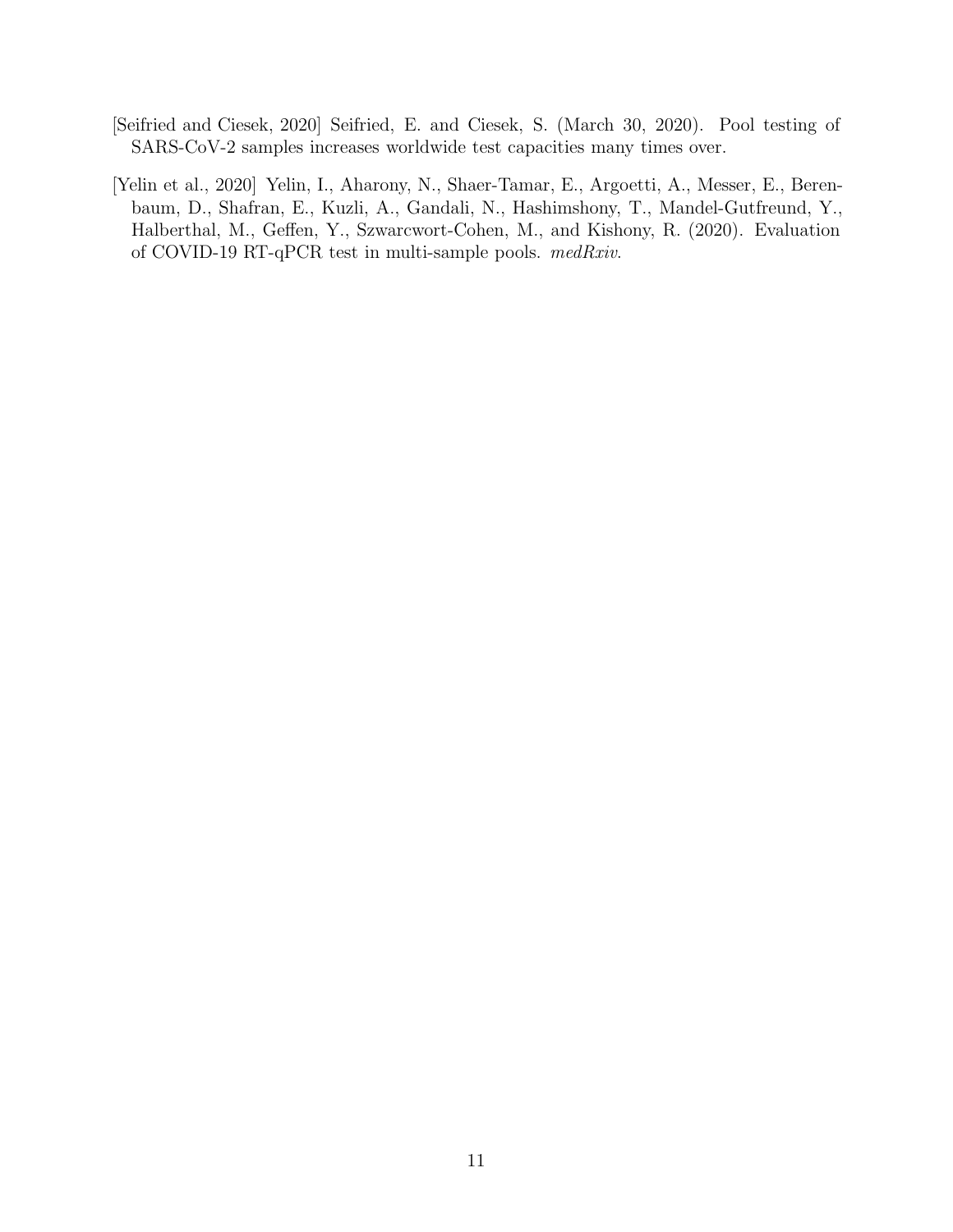[Seifried and Ciesek, 2020] Seifried, E. and Ciesek, S. (March 30, 2020). Pool testing of SARS-CoV-2 samples increases worldwide test capacities many times over.

[Yelin et al., 2020] Yelin, I., Aharony, N., Shaer-Tamar, E., Argoetti, A., Messer, E., Berenbaum, D., Shafran, E., Kuzli, A., Gandali, N., Hashimshony, T., Mandel-Gutfreund, Y., Halberthal, M., Geffen, Y., Szwarcwort-Cohen, M., and Kishony, R. (2020). Evaluation of COVID-19 RT-qPCR test in multi-sample pools. *medRxiv*.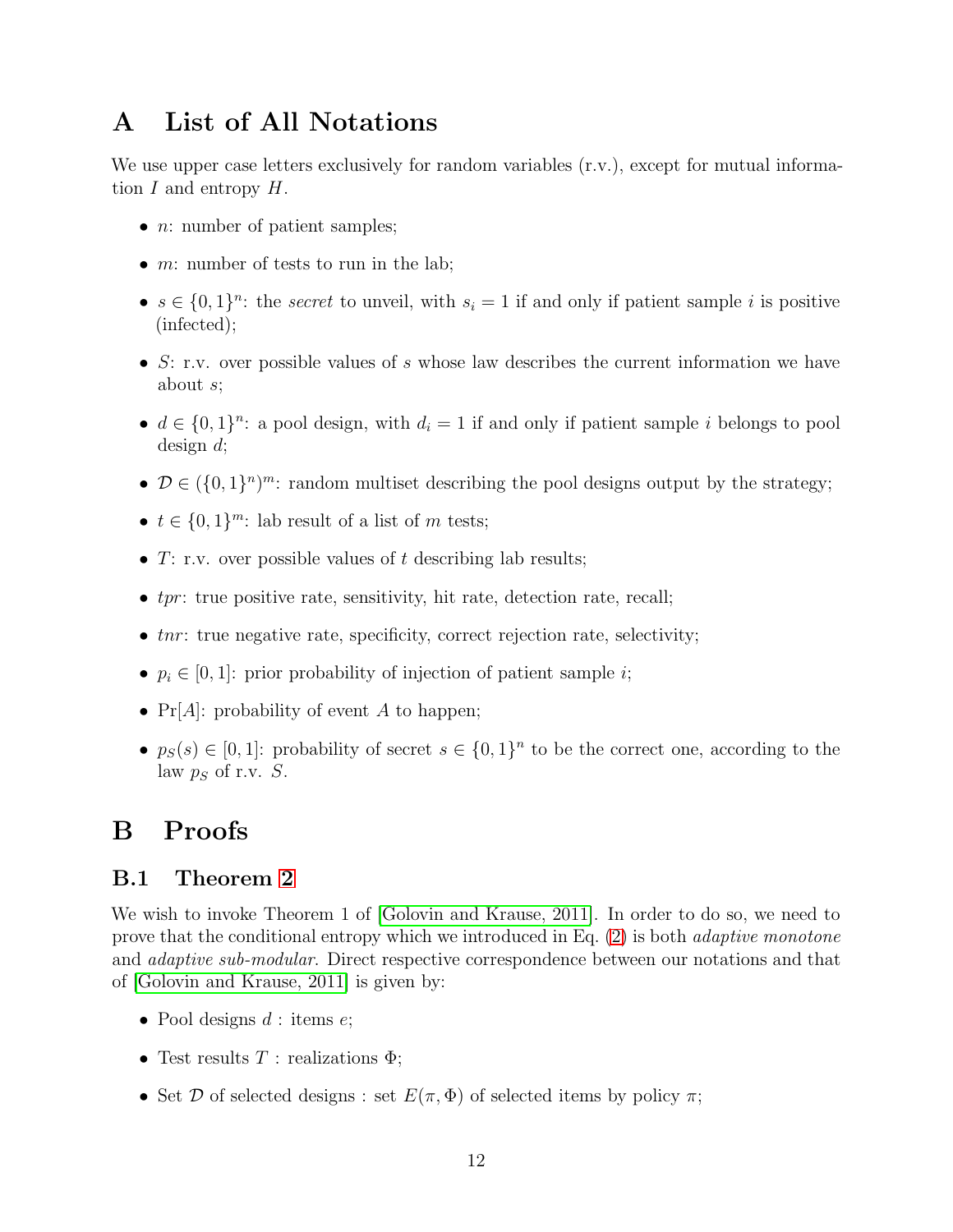# A List of All Notations

We use upper case letters exclusively for random variables (r.v.), except for mutual information $I$ and entropy $H$.

- $n$: number of patient samples;
- $m$: number of tests to run in the lab;
- $s \in \{0,1\}^n$: the *secret* to unveil, with $s_i = 1$ if and only if patient sample $i$ is positive (infected);
- $S$: r.v. over possible values of $s$ whose law describes the current information we have about $s$;
- $d \in \{0,1\}^n$: a pool design, with $d_i = 1$ if and only if patient sample $i$ belongs to pool design $d$;
- $\mathcal{D} \in (\{0,1\}^n)^m$: random multiset describing the pool designs output by the strategy;
- $t \in \{0,1\}^m$: lab result of a list of $m$ tests;
- $T$: r.v. over possible values of $t$ describing lab results;
- *tpr*: true positive rate, sensitivity, hit rate, detection rate, recall;
- *tnr*: true negative rate, specificity, correct rejection rate, selectivity;
- $p_i \in [0,1]$: prior probability of injection of patient sample $i$;
- $\Pr[A]$: probability of event $A$ to happen;
- $p_S(s) \in [0,1]$: probability of secret $s \in \{0,1\}^n$ to be the correct one, according to the law $p_S$ of r.v. $S$.

# B Proofs

## B.1 Theorem 2

We wish to invoke Theorem 1 of [Golovin and Krause, 2011]. In order to do so, we need to prove that the conditional entropy which we introduced in Eq. (2) is both *adaptive monotone* and *adaptive sub-modular*. Direct respective correspondence between our notations and that of [Golovin and Krause, 2011] is given by:

- Pool designs $d$ : items $e$;
- Test results $T$ : realizations $\Phi$;
- Set $\mathcal{D}$ of selected designs : set $E(\pi, \Phi)$ of selected items by policy $\pi$;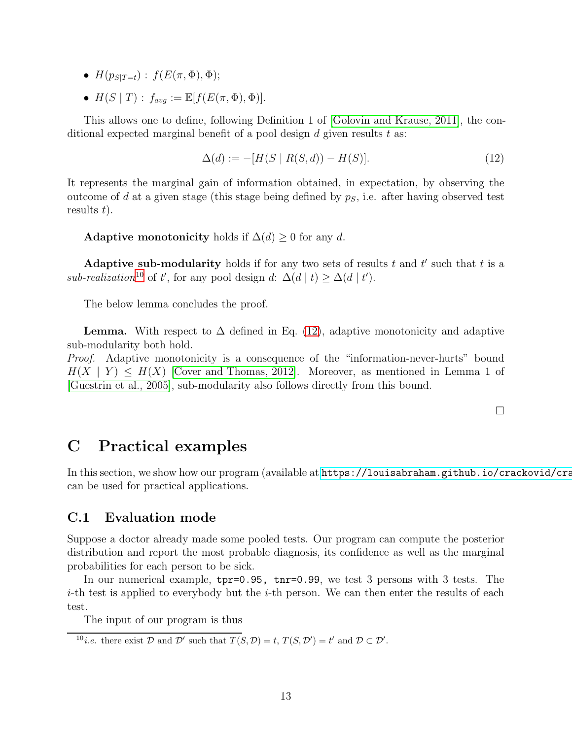- $H(p_{S|T=t})$ : $f(E(\pi, \Phi), \Phi)$;
- $H(S \mid T)$ : $f_{avg} := \mathbb{E}[f(E(\pi, \Phi), \Phi)]$.

This allows one to define, following Definition 1 of [Golovin and Krause, 2011], the conditional expected marginal benefit of a pool design $d$ given results $t$ as:

$$\Delta(d) := -[H(S \mid R(S, d)) - H(S)]. \tag{12}$$

It represents the marginal gain of information obtained, in expectation, by observing the outcome of $d$ at a given stage (this stage being defined by $p_S$, i.e. after having observed test results $t$).

**Adaptive monotonicity** holds if $\Delta(d) \geq 0$ for any $d$.

**Adaptive sub-modularity** holds if for any two sets of results $t$ and $t'$ such that $t$ is a *sub-realization*[10] of $t'$, for any pool design $d$: $\Delta(d \mid t) \geq \Delta(d \mid t')$.

The below lemma concludes the proof.

**Lemma.** With respect to $\Delta$ defined in Eq. (12), adaptive monotonicity and adaptive sub-modularity both hold.

*Proof.* Adaptive monotonicity is a consequence of the "information-never-hurts" bound $H(X \mid Y) \leq H(X)$ [Cover and Thomas, 2012]. Moreover, as mentioned in Lemma 1 of [Guestrin et al., 2005], sub-modularity also follows directly from this bound.

□

# C Practical examples

In this section, we show how our program (available at https://louisabraham.github.io/crackovid/cra can be used for practical applications.

## C.1 Evaluation mode

Suppose a doctor already made some pooled tests. Our program can compute the posterior distribution and report the most probable diagnosis, its confidence as well as the marginal probabilities for each person to be sick.

In our numerical example, `tpr=0.95, tnr=0.99`, we test 3 persons with 3 tests. The $i$-th test is applied to everybody but the $i$-th person. We can then enter the results of each test.

The input of our program is thus

---

[10] *i.e.* there exist $\mathcal{D}$ and $\mathcal{D}'$ such that $T(S, \mathcal{D}) = t$, $T(S, \mathcal{D}') = t'$ and $\mathcal{D} \subset \mathcal{D}'$.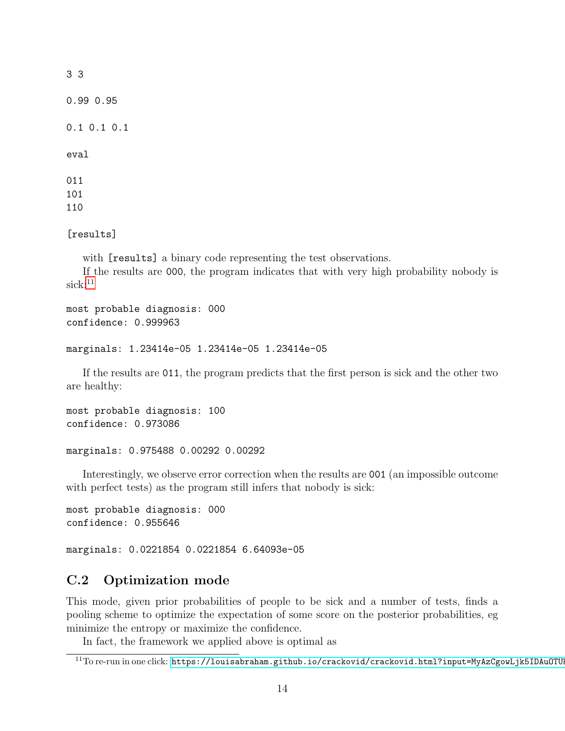```
3 3

0.99 0.95

0.1 0.1 0.1

eval

011
101
110

[results]
```

with `[results]` a binary code representing the test observations.

If the results are `000`, the program indicates that with very high probability nobody is sick:[11]

```
most probable diagnosis: 000
confidence: 0.999963

marginals: 1.23414e-05 1.23414e-05 1.23414e-05
```

If the results are `011`, the program predicts that the first person is sick and the other two are healthy:

```
most probable diagnosis: 100
confidence: 0.973086

marginals: 0.975488 0.00292 0.00292
```

Interestingly, we observe error correction when the results are `001` (an impossible outcome with perfect tests) as the program still infers that nobody is sick:

```
most probable diagnosis: 000
confidence: 0.955646

marginals: 0.0221854 0.0221854 6.64093e-05
```

## C.2 Optimization mode

This mode, given prior probabilities of people to be sick and a number of tests, finds a pooling scheme to optimize the expectation of some score on the posterior probabilities, eg minimize the entropy or maximize the confidence.

In fact, the framework we applied above is optimal as

[11] To re-run in one click: https://louisabraham.github.io/crackovid/crackovid.html?input=MyAzCgowLjk5IDAuOTUH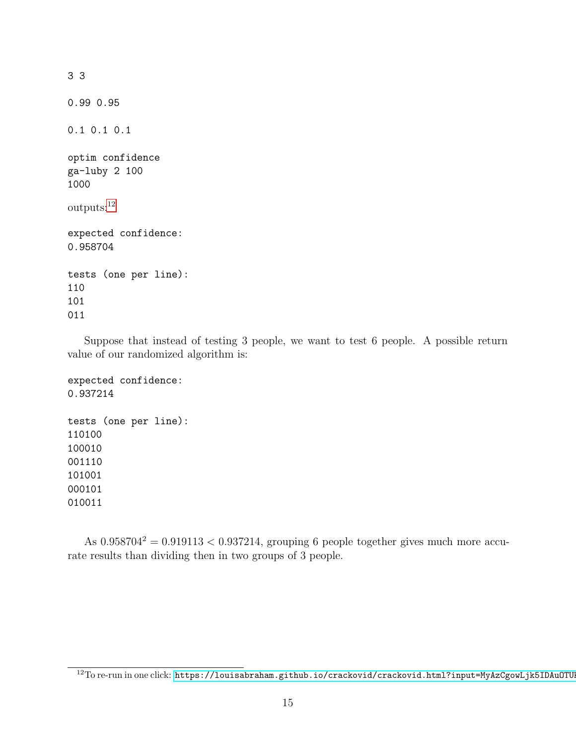```
3 3

0.99 0.95

0.1 0.1 0.1

optim confidence
ga-luby 2 100
1000
```

outputs:[12]

```
expected confidence:
0.958704

tests (one per line):
110
101
011
```

Suppose that instead of testing 3 people, we want to test 6 people. A possible return value of our randomized algorithm is:

```
expected confidence:
0.937214

tests (one per line):
110100
100010
001110
101001
000101
010011
```

As $0.958704^2 = 0.919113 < 0.937214$, grouping 6 people together gives much more accurate results than dividing then in two groups of 3 people.

[12] To re-run in one click: https://louisabraham.github.io/crackovid/crackovid.html?input=MyAzCgowLjk5IDAuOTUK